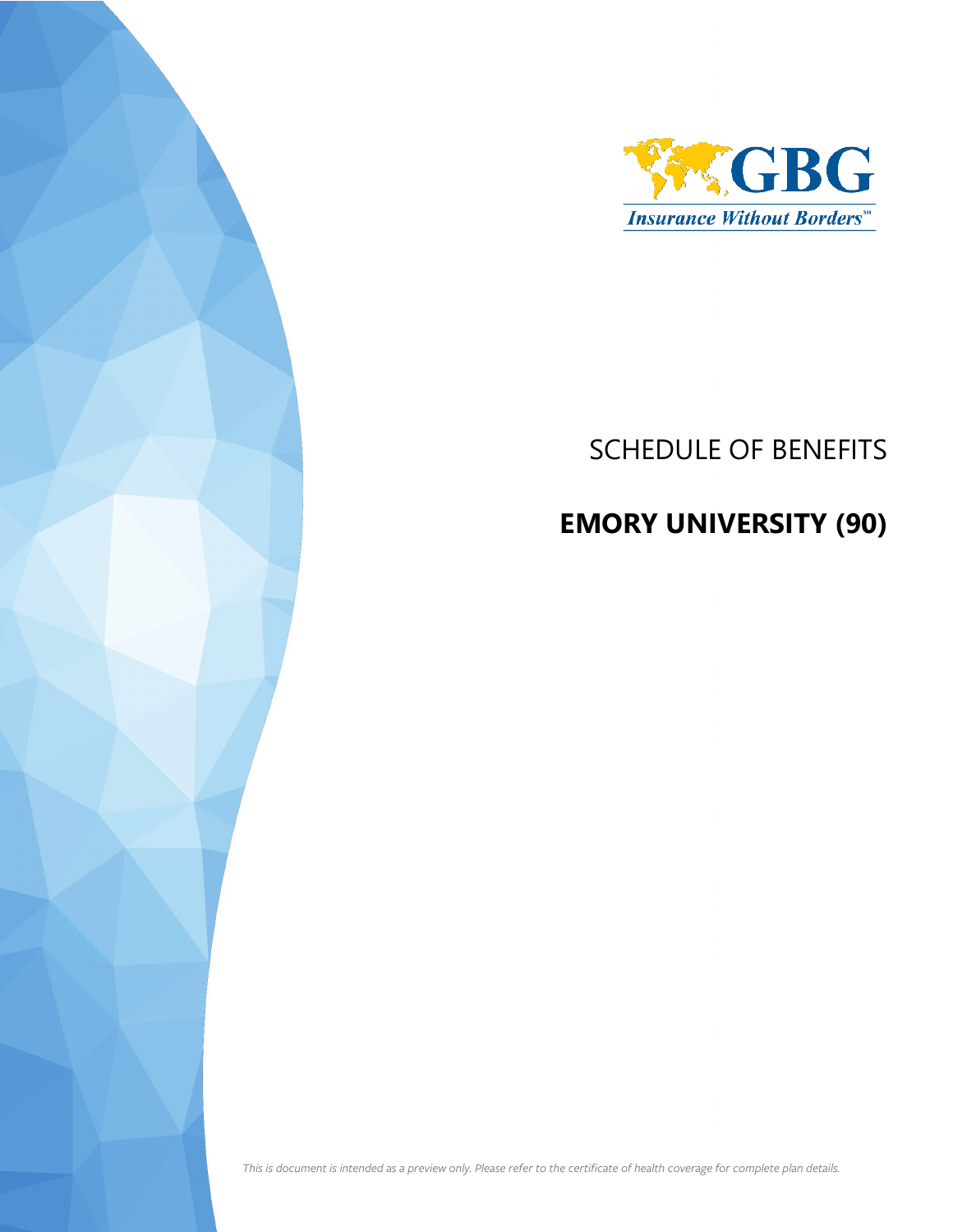GBG

*Insurance Without Borders*℠

# SCHEDULE OF BENEFITS

## EMORY UNIVERSITY (90)

*This is document is intended as a preview only. Please refer to the certificate of health coverage for complete plan details.*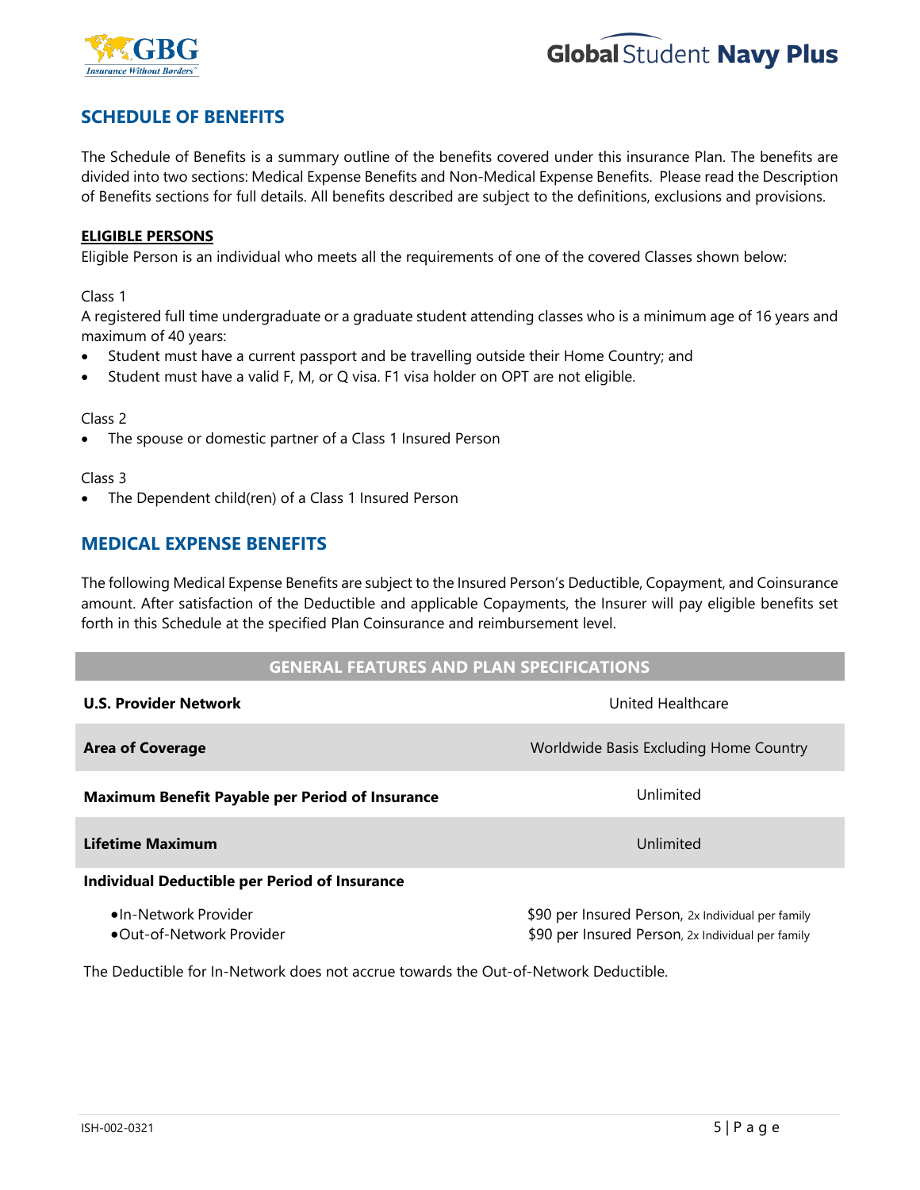## SCHEDULE OF BENEFITS

The Schedule of Benefits is a summary outline of the benefits covered under this insurance Plan. The benefits are divided into two sections: Medical Expense Benefits and Non-Medical Expense Benefits. Please read the Description of Benefits sections for full details. All benefits described are subject to the definitions, exclusions and provisions.

**ELIGIBLE PERSONS**

Eligible Person is an individual who meets all the requirements of one of the covered Classes shown below:

Class 1

A registered full time undergraduate or a graduate student attending classes who is a minimum age of 16 years and maximum of 40 years:

- Student must have a current passport and be travelling outside their Home Country; and
- Student must have a valid F, M, or Q visa. F1 visa holder on OPT are not eligible.

Class 2

- The spouse or domestic partner of a Class 1 Insured Person

Class 3

- The Dependent child(ren) of a Class 1 Insured Person

## MEDICAL EXPENSE BENEFITS

The following Medical Expense Benefits are subject to the Insured Person's Deductible, Copayment, and Coinsurance amount. After satisfaction of the Deductible and applicable Copayments, the Insurer will pay eligible benefits set forth in this Schedule at the specified Plan Coinsurance and reimbursement level.

| GENERAL FEATURES AND PLAN SPECIFICATIONS | |
|---|---|
| **U.S. Provider Network** | United Healthcare |
| **Area of Coverage** | Worldwide Basis Excluding Home Country |
| **Maximum Benefit Payable per Period of Insurance** | Unlimited |
| **Lifetime Maximum** | Unlimited |
| **Individual Deductible per Period of Insurance** | |
| • In-Network Provider | $90 per Insured Person, 2x Individual per family |
| • Out-of-Network Provider | $90 per Insured Person, 2x Individual per family |

The Deductible for In-Network does not accrue towards the Out-of-Network Deductible.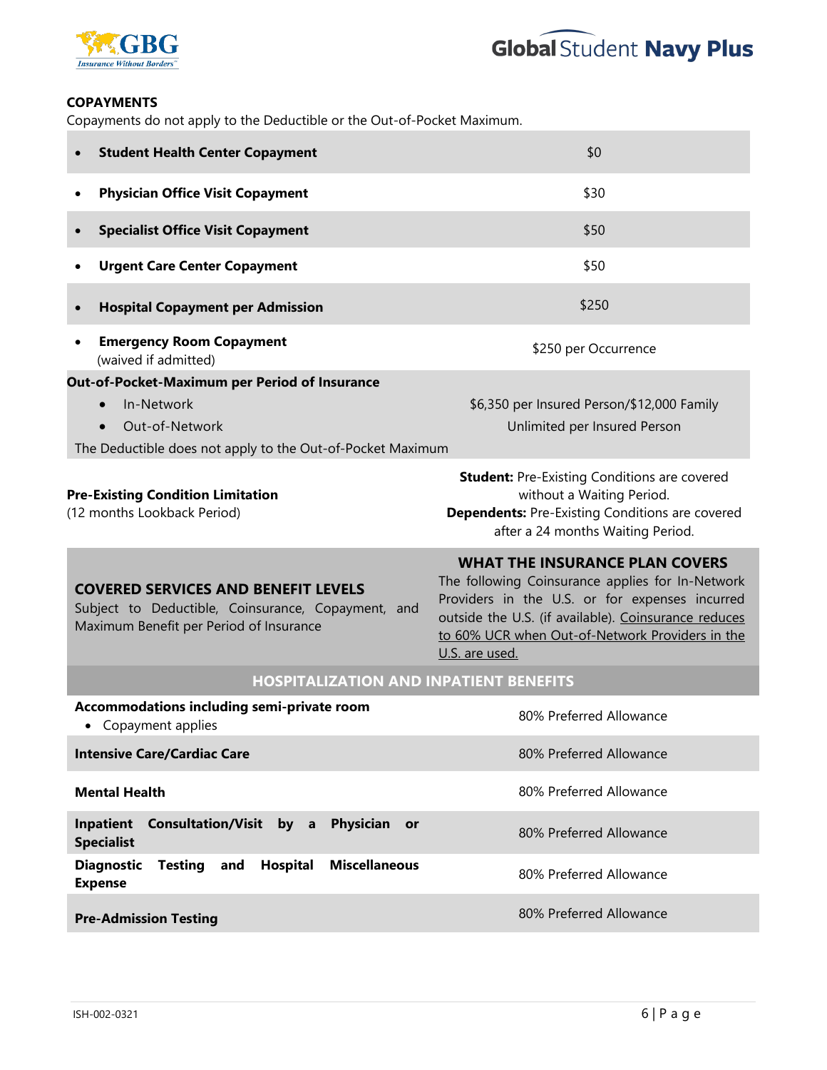## COPAYMENTS

Copayments do not apply to the Deductible or the Out-of-Pocket Maximum.

| | |
|---|---|
| • **Student Health Center Copayment** | $0 |
| • **Physician Office Visit Copayment** | $30 |
| • **Specialist Office Visit Copayment** | $50 |
| • **Urgent Care Center Copayment** | $50 |
| • **Hospital Copayment per Admission** | $250 |
| • **Emergency Room Copayment** (waived if admitted) | $250 per Occurrence |
| **Out-of-Pocket-Maximum per Period of Insurance** | |
| • In-Network | $6,350 per Insured Person/$12,000 Family |
| • Out-of-Network | Unlimited per Insured Person |
| The Deductible does not apply to the Out-of-Pocket Maximum | |
| **Pre-Existing Condition Limitation** (12 months Lookback Period) | **Student:** Pre-Existing Conditions are covered without a Waiting Period. **Dependents:** Pre-Existing Conditions are covered after a 24 months Waiting Period. |

| **COVERED SERVICES AND BENEFIT LEVELS** Subject to Deductible, Coinsurance, Copayment, and Maximum Benefit per Period of Insurance | **WHAT THE INSURANCE PLAN COVERS** The following Coinsurance applies for In-Network Providers in the U.S. or for expenses incurred outside the U.S. (if available). Coinsurance reduces to 60% UCR when Out-of-Network Providers in the U.S. are used. |
|---|---|
| **HOSPITALIZATION AND INPATIENT BENEFITS** | |
| **Accommodations including semi-private room** • Copayment applies | 80% Preferred Allowance |
| **Intensive Care/Cardiac Care** | 80% Preferred Allowance |
| **Mental Health** | 80% Preferred Allowance |
| **Inpatient Consultation/Visit by a Physician or Specialist** | 80% Preferred Allowance |
| **Diagnostic Testing and Hospital Miscellaneous Expense** | 80% Preferred Allowance |
| **Pre-Admission Testing** | 80% Preferred Allowance |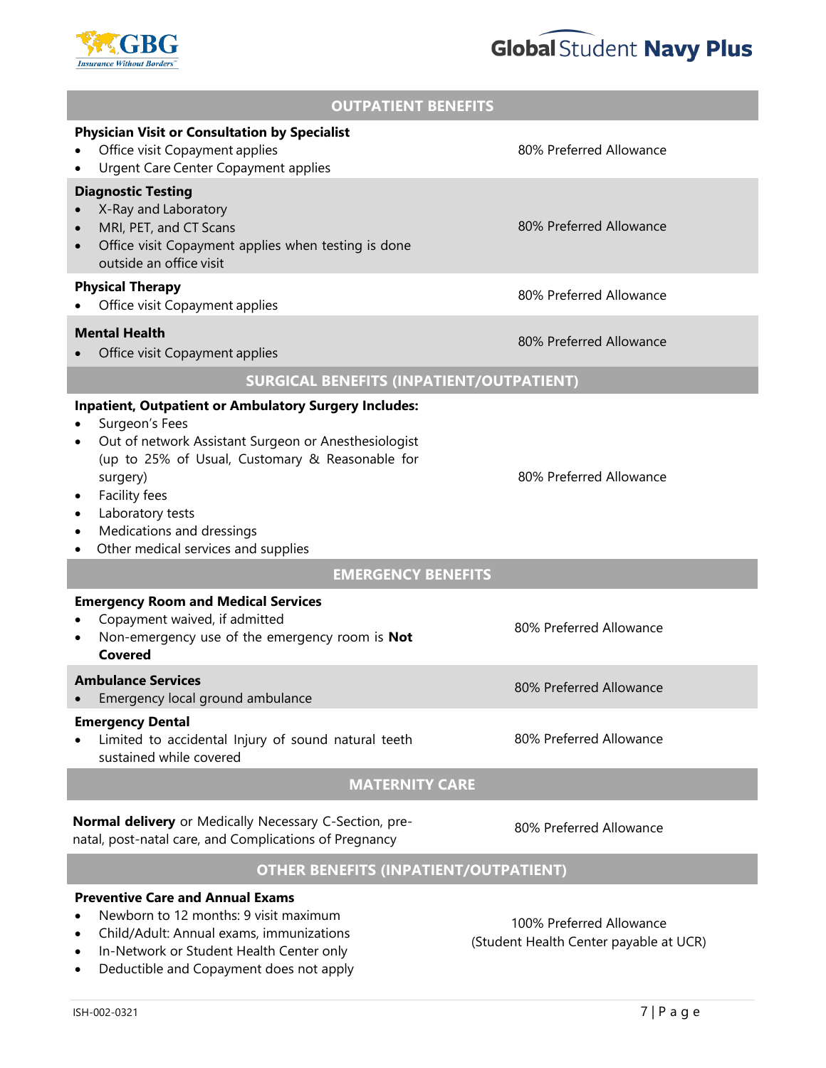| OUTPATIENT BENEFITS | |
|---|---|
| **Physician Visit or Consultation by Specialist**<br>• Office visit Copayment applies<br>• Urgent Care Center Copayment applies | 80% Preferred Allowance |
| **Diagnostic Testing**<br>• X-Ray and Laboratory<br>• MRI, PET, and CT Scans<br>• Office visit Copayment applies when testing is done outside an office visit | 80% Preferred Allowance |
| **Physical Therapy**<br>• Office visit Copayment applies | 80% Preferred Allowance |
| **Mental Health**<br>• Office visit Copayment applies | 80% Preferred Allowance |
| **SURGICAL BENEFITS (INPATIENT/OUTPATIENT)** | |
| **Inpatient, Outpatient or Ambulatory Surgery Includes:**<br>• Surgeon's Fees<br>• Out of network Assistant Surgeon or Anesthesiologist (up to 25% of Usual, Customary & Reasonable for surgery)<br>• Facility fees<br>• Laboratory tests<br>• Medications and dressings<br>• Other medical services and supplies | 80% Preferred Allowance |
| **EMERGENCY BENEFITS** | |
| **Emergency Room and Medical Services**<br>• Copayment waived, if admitted<br>• Non-emergency use of the emergency room is **Not Covered** | 80% Preferred Allowance |
| **Ambulance Services**<br>• Emergency local ground ambulance | 80% Preferred Allowance |
| **Emergency Dental**<br>• Limited to accidental Injury of sound natural teeth sustained while covered | 80% Preferred Allowance |
| **MATERNITY CARE** | |
| **Normal delivery** or Medically Necessary C-Section, pre-natal, post-natal care, and Complications of Pregnancy | 80% Preferred Allowance |
| **OTHER BENEFITS (INPATIENT/OUTPATIENT)** | |
| **Preventive Care and Annual Exams**<br>• Newborn to 12 months: 9 visit maximum<br>• Child/Adult: Annual exams, immunizations<br>• In-Network or Student Health Center only<br>• Deductible and Copayment does not apply | 100% Preferred Allowance<br>(Student Health Center payable at UCR) |

ISH-002-0321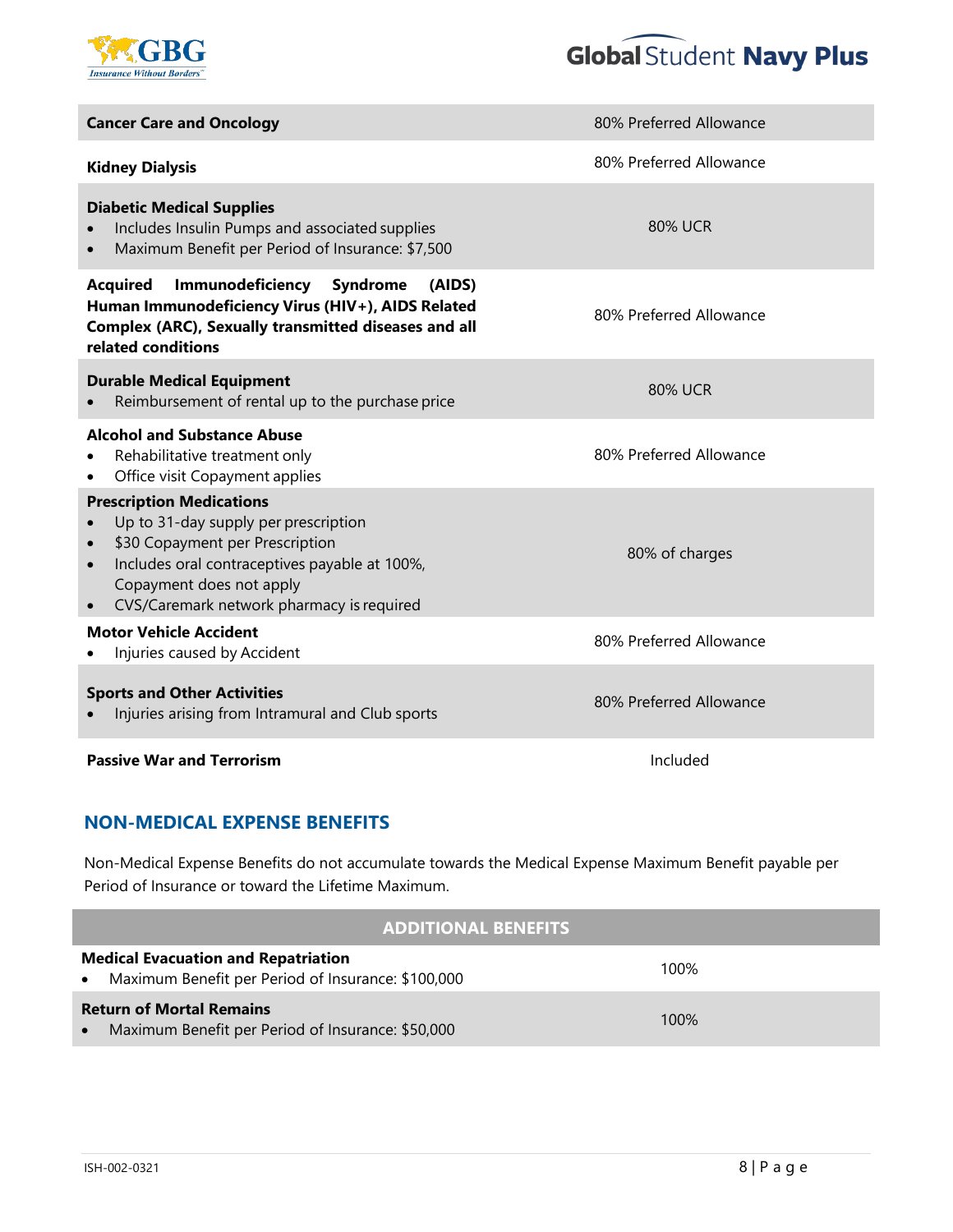| | |
|---|---|
| **Cancer Care and Oncology** | 80% Preferred Allowance |
| **Kidney Dialysis** | 80% Preferred Allowance |
| **Diabetic Medical Supplies**<br>• Includes Insulin Pumps and associated supplies<br>• Maximum Benefit per Period of Insurance: $7,500 | 80% UCR |
| **Acquired Immunodeficiency Syndrome (AIDS) Human Immunodeficiency Virus (HIV+), AIDS Related Complex (ARC), Sexually transmitted diseases and all related conditions** | 80% Preferred Allowance |
| **Durable Medical Equipment**<br>• Reimbursement of rental up to the purchase price | 80% UCR |
| **Alcohol and Substance Abuse**<br>• Rehabilitative treatment only<br>• Office visit Copayment applies | 80% Preferred Allowance |
| **Prescription Medications**<br>• Up to 31-day supply per prescription<br>• $30 Copayment per Prescription<br>• Includes oral contraceptives payable at 100%, Copayment does not apply<br>• CVS/Caremark network pharmacy is required | 80% of charges |
| **Motor Vehicle Accident**<br>• Injuries caused by Accident | 80% Preferred Allowance |
| **Sports and Other Activities**<br>• Injuries arising from Intramural and Club sports | 80% Preferred Allowance |
| **Passive War and Terrorism** | Included |

## NON-MEDICAL EXPENSE BENEFITS

Non-Medical Expense Benefits do not accumulate towards the Medical Expense Maximum Benefit payable per Period of Insurance or toward the Lifetime Maximum.

| ADDITIONAL BENEFITS | |
|---|---|
| **Medical Evacuation and Repatriation**<br>• Maximum Benefit per Period of Insurance: $100,000 | 100% |
| **Return of Mortal Remains**<br>• Maximum Benefit per Period of Insurance: $50,000 | 100% |